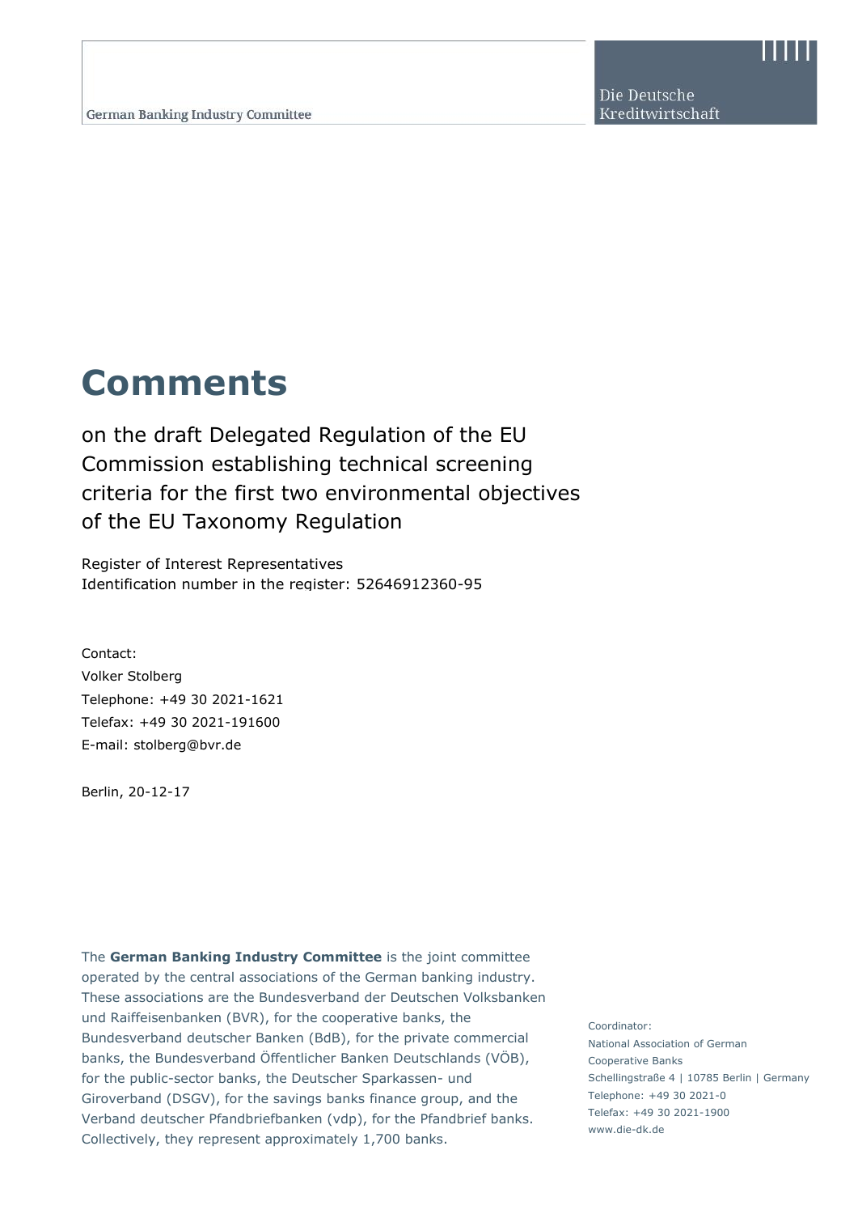German Banking Industry Committee

Die Deutsche Kreditwirtschaft

# Comments

on the draft Delegated Regulation of the EU Commission establishing technical screening criteria for the first two environmental objectives of the EU Taxonomy Regulation

Register of Interest Representatives
Identification number in the register: 52646912360-95

Contact:
Volker Stolberg
Telephone: +49 30 2021-1621
Telefax: +49 30 2021-191600
E-mail: stolberg@bvr.de

Berlin, 20-12-17

The **German Banking Industry Committee** is the joint committee operated by the central associations of the German banking industry. These associations are the Bundesverband der Deutschen Volksbanken und Raiffeisenbanken (BVR), for the cooperative banks, the Bundesverband deutscher Banken (BdB), for the private commercial banks, the Bundesverband Öffentlicher Banken Deutschlands (VÖB), for the public-sector banks, the Deutscher Sparkassen- und Giroverband (DSGV), for the savings banks finance group, and the Verband deutscher Pfandbriefbanken (vdp), for the Pfandbrief banks. Collectively, they represent approximately 1,700 banks.

Coordinator:
National Association of German Cooperative Banks
Schellingstraße 4 | 10785 Berlin | Germany
Telephone: +49 30 2021-0
Telefax: +49 30 2021-1900
www.die-dk.de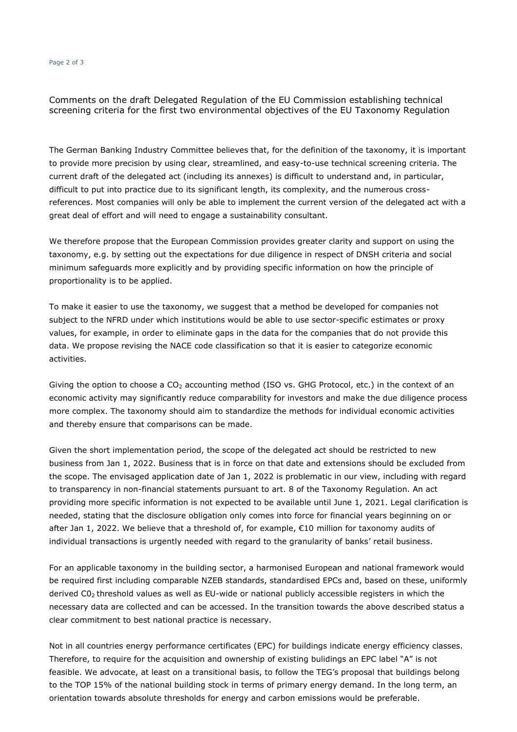## Comments on the draft Delegated Regulation of the EU Commission establishing technical screening criteria for the first two environmental objectives of the EU Taxonomy Regulation

The German Banking Industry Committee believes that, for the definition of the taxonomy, it is important to provide more precision by using clear, streamlined, and easy-to-use technical screening criteria. The current draft of the delegated act (including its annexes) is difficult to understand and, in particular, difficult to put into practice due to its significant length, its complexity, and the numerous cross-references. Most companies will only be able to implement the current version of the delegated act with a great deal of effort and will need to engage a sustainability consultant.

We therefore propose that the European Commission provides greater clarity and support on using the taxonomy, e.g. by setting out the expectations for due diligence in respect of DNSH criteria and social minimum safeguards more explicitly and by providing specific information on how the principle of proportionality is to be applied.

To make it easier to use the taxonomy, we suggest that a method be developed for companies not subject to the NFRD under which institutions would be able to use sector-specific estimates or proxy values, for example, in order to eliminate gaps in the data for the companies that do not provide this data. We propose revising the NACE code classification so that it is easier to categorize economic activities.

Giving the option to choose a $CO_2$ accounting method (ISO vs. GHG Protocol, etc.) in the context of an economic activity may significantly reduce comparability for investors and make the due diligence process more complex. The taxonomy should aim to standardize the methods for individual economic activities and thereby ensure that comparisons can be made.

Given the short implementation period, the scope of the delegated act should be restricted to new business from Jan 1, 2022. Business that is in force on that date and extensions should be excluded from the scope. The envisaged application date of Jan 1, 2022 is problematic in our view, including with regard to transparency in non-financial statements pursuant to art. 8 of the Taxonomy Regulation. An act providing more specific information is not expected to be available until June 1, 2021. Legal clarification is needed, stating that the disclosure obligation only comes into force for financial years beginning on or after Jan 1, 2022. We believe that a threshold of, for example, €10 million for taxonomy audits of individual transactions is urgently needed with regard to the granularity of banks' retail business.

For an applicable taxonomy in the building sector, a harmonised European and national framework would be required first including comparable NZEB standards, standardised EPCs and, based on these, uniformly derived $C0_2$ threshold values as well as EU-wide or national publicly accessible registers in which the necessary data are collected and can be accessed. In the transition towards the above described status a clear commitment to best national practice is necessary.

Not in all countries energy performance certificates (EPC) for buildings indicate energy efficiency classes. Therefore, to require for the acquisition and ownership of existing builidings an EPC label "A" is not feasible. We advocate, at least on a transitional basis, to follow the TEG's proposal that buildings belong to the TOP 15% of the national building stock in terms of primary energy demand. In the long term, an orientation towards absolute thresholds for energy and carbon emissions would be preferable.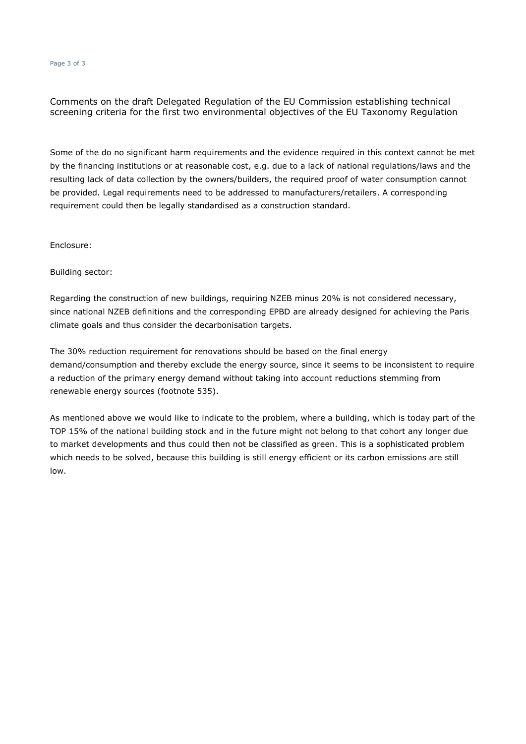Comments on the draft Delegated Regulation of the EU Commission establishing technical screening criteria for the first two environmental objectives of the EU Taxonomy Regulation

Some of the do no significant harm requirements and the evidence required in this context cannot be met by the financing institutions or at reasonable cost, e.g. due to a lack of national regulations/laws and the resulting lack of data collection by the owners/builders, the required proof of water consumption cannot be provided. Legal requirements need to be addressed to manufacturers/retailers. A corresponding requirement could then be legally standardised as a construction standard.

Enclosure:

Building sector:

Regarding the construction of new buildings, requiring NZEB minus 20% is not considered necessary, since national NZEB definitions and the corresponding EPBD are already designed for achieving the Paris climate goals and thus consider the decarbonisation targets.

The 30% reduction requirement for renovations should be based on the final energy demand/consumption and thereby exclude the energy source, since it seems to be inconsistent to require a reduction of the primary energy demand without taking into account reductions stemming from renewable energy sources (footnote 535).

As mentioned above we would like to indicate to the problem, where a building, which is today part of the TOP 15% of the national building stock and in the future might not belong to that cohort any longer due to market developments and thus could then not be classified as green. This is a sophisticated problem which needs to be solved, because this building is still energy efficient or its carbon emissions are still low.